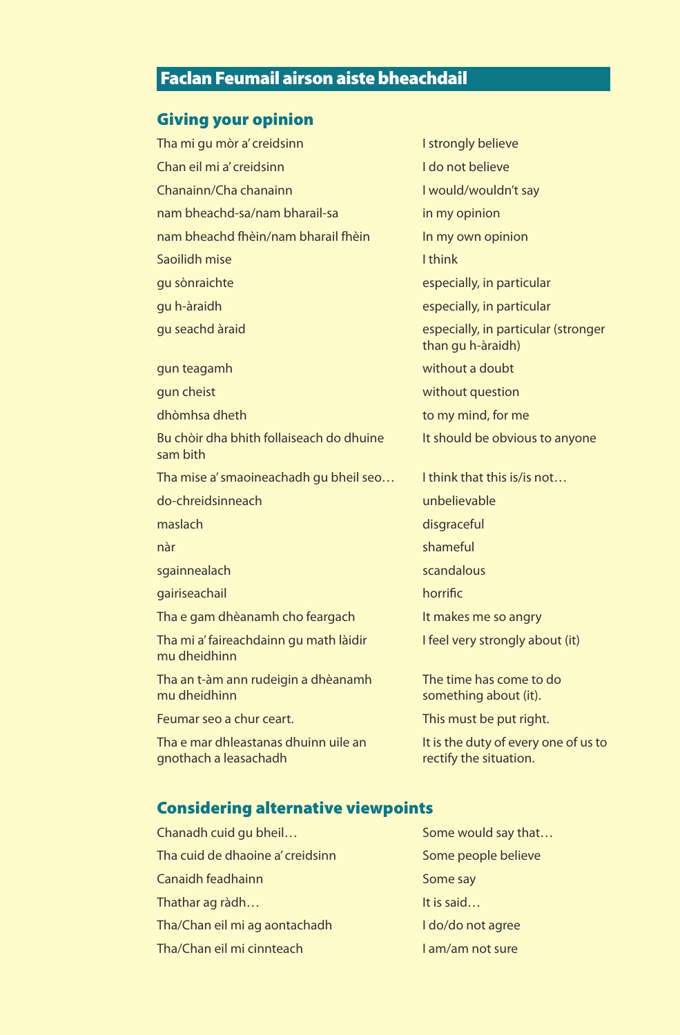## Faclan Feumail airson aiste bheachdail

### Giving your opinion

| | |
|---|---|
| Tha mi gu mòr a' creidsinn | I strongly believe |
| Chan eil mi a' creidsinn | I do not believe |
| Chanainn/Cha chanainn | I would/wouldn't say |
| nam bheachd-sa/nam bharail-sa | in my opinion |
| nam bheachd fhèin/nam bharail fhèin | In my own opinion |
| Saoilidh mise | I think |
| gu sònraichte | especially, in particular |
| gu h-àraidh | especially, in particular |
| gu seachd àraid | especially, in particular (stronger than gu h-àraidh) |
| gun teagamh | without a doubt |
| gun cheist | without question |
| dhòmhsa dheth | to my mind, for me |
| Bu chòir dha bhith follaiseach do dhuine sam bith | It should be obvious to anyone |
| Tha mise a' smaoineachadh gu bheil seo… | I think that this is/is not… |
| do-chreidsinneach | unbelievable |
| maslach | disgraceful |
| nàr | shameful |
| sgainnealach | scandalous |
| gairiseachail | horrific |
| Tha e gam dhèanamh cho feargach | It makes me so angry |
| Tha mi a' faireachdainn gu math làidir mu dheidhinn | I feel very strongly about (it) |
| Tha an t-àm ann rudeigin a dhèanamh mu dheidhinn | The time has come to do something about (it). |
| Feumar seo a chur ceart. | This must be put right. |
| Tha e mar dhleastanas dhuinn uile an gnothach a leasachadh | It is the duty of every one of us to rectify the situation. |

### Considering alternative viewpoints

| | |
|---|---|
| Chanadh cuid gu bheil… | Some would say that… |
| Tha cuid de dhaoine a' creidsinn | Some people believe |
| Canaidh feadhainn | Some say |
| Thathar ag ràdh… | It is said… |
| Tha/Chan eil mi ag aontachadh | I do/do not agree |
| Tha/Chan eil mi cinnteach | I am/am not sure |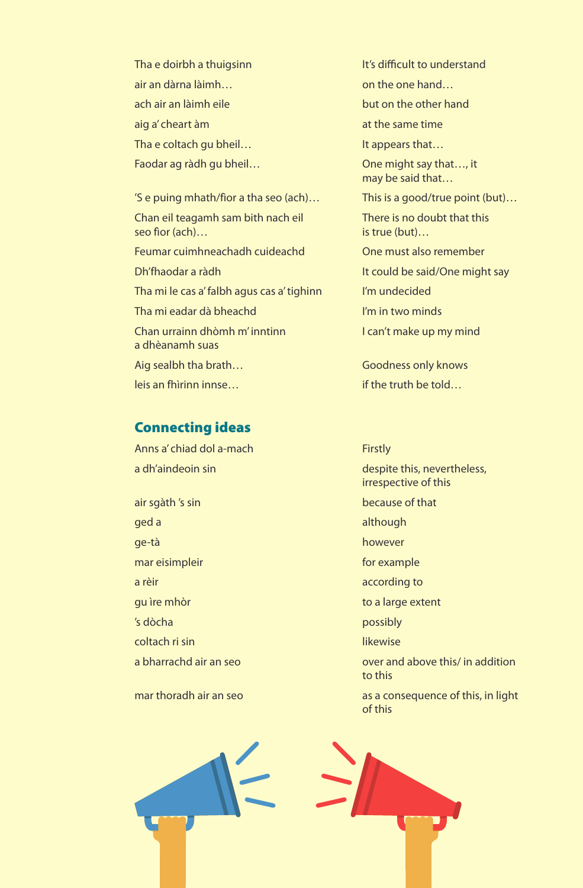| | |
|---|---|
| Tha e doirbh a thuigsinn | It's difficult to understand |
| air an dàrna làimh… | on the one hand… |
| ach air an làimh eile | but on the other hand |
| aig a' cheart àm | at the same time |
| Tha e coltach gu bheil… | It appears that… |
| Faodar ag ràdh gu bheil… | One might say that…, it may be said that… |
| 'S e puing mhath/fìor a tha seo (ach)… | This is a good/true point (but)… |
| Chan eil teagamh sam bith nach eil seo fìor (ach)… | There is no doubt that this is true (but)… |
| Feumar cuimhneachadh cuideachd | One must also remember |
| Dh'fhaodar a ràdh | It could be said/One might say |
| Tha mi le cas a' falbh agus cas a' tighinn | I'm undecided |
| Tha mi eadar dà bheachd | I'm in two minds |
| Chan urrainn dhòmh m' inntinn a dhèanamh suas | I can't make up my mind |
| Aig sealbh tha brath… | Goodness only knows |
| leis an fhìrinn innse… | if the truth be told… |

## Connecting ideas

| | |
|---|---|
| Anns a' chiad dol a-mach | Firstly |
| a dh'aindeoin sin | despite this, nevertheless, irrespective of this |
| air sgàth 's sin | because of that |
| ged a | although |
| ge-tà | however |
| mar eisimpleir | for example |
| a rèir | according to |
| gu ìre mhòr | to a large extent |
| 's dòcha | possibly |
| coltach ri sin | likewise |
| a bharrachd air an seo | over and above this/ in addition to this |
| mar thoradh air an seo | as a consequence of this, in light of this |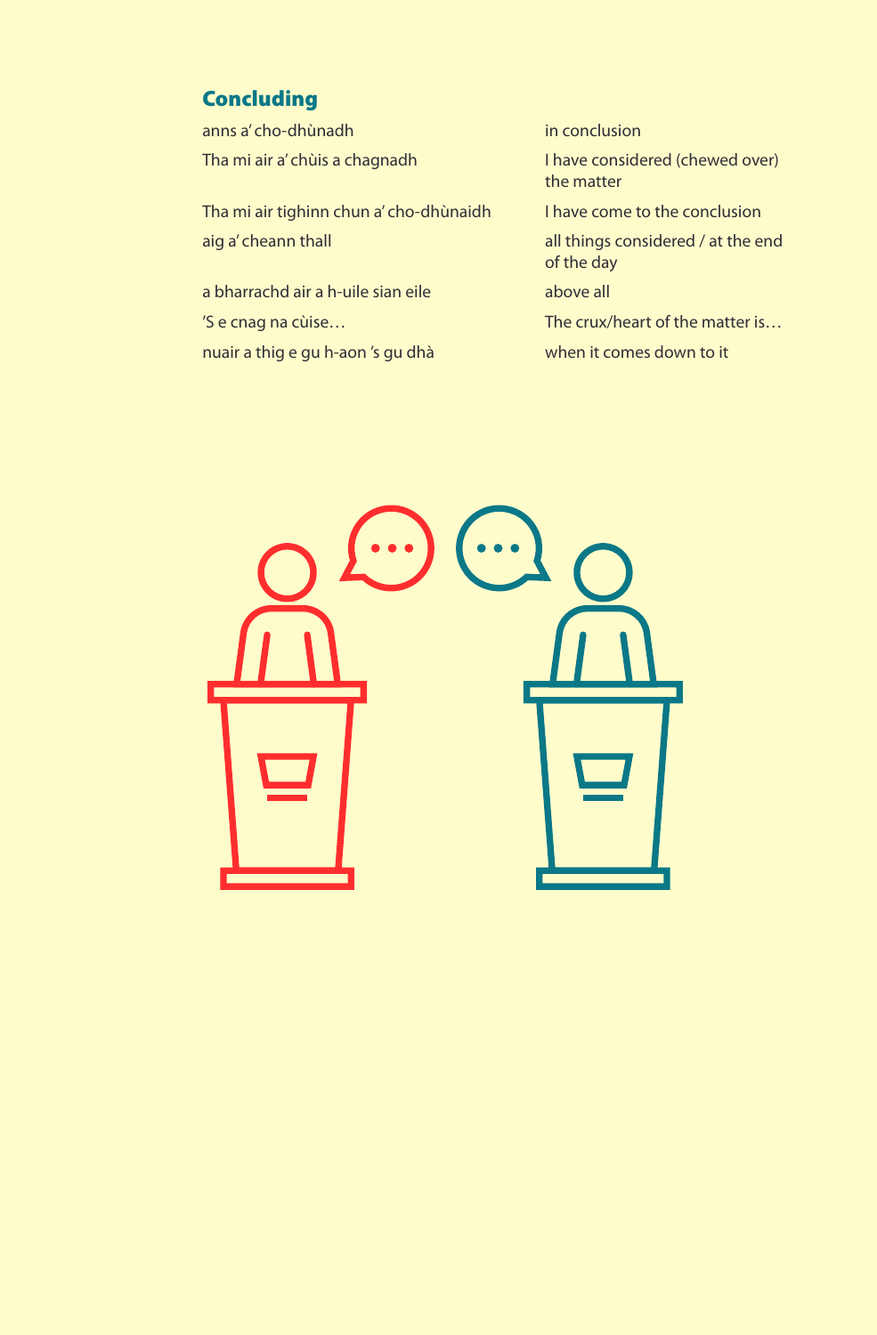## Concluding

| | |
|---|---|
| anns a' cho-dhùnadh | in conclusion |
| Tha mi air a' chùis a chagnadh | I have considered (chewed over) the matter |
| Tha mi air tighinn chun a' cho-dhùnaidh | I have come to the conclusion |
| aig a' cheann thall | all things considered / at the end of the day |
| a bharrachd air a h-uile sian eile | above all |
| 'S e cnag na cùise… | The crux/heart of the matter is… |
| nuair a thig e gu h-aon 's gu dhà | when it comes down to it |